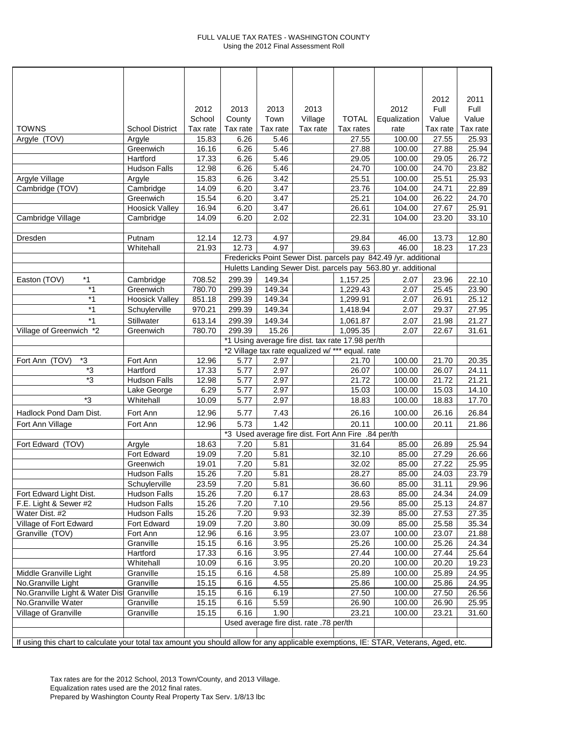# FULL VALUE TAX RATES - WASHINGTON COUNTY

Using the 2012 Final Assessment Roll

| TOWNS | School District | 2012 School Tax rate | 2013 County Tax rate | 2013 Town Tax rate | 2013 Village Tax rate | TOTAL Tax rates | 2012 Equalization rate | 2012 Full Value Tax rate | 2011 Full Value Tax rate |
|---|---|---|---|---|---|---|---|---|---|
| Argyle (TOV) | Argyle | 15.83 | 6.26 | 5.46 | | 27.55 | 100.00 | 27.55 | 25.93 |
| | Greenwich | 16.16 | 6.26 | 5.46 | | 27.88 | 100.00 | 27.88 | 25.94 |
| | Hartford | 17.33 | 6.26 | 5.46 | | 29.05 | 100.00 | 29.05 | 26.72 |
| | Hudson Falls | 12.98 | 6.26 | 5.46 | | 24.70 | 100.00 | 24.70 | 23.82 |
| Argyle Village | Argyle | 15.83 | 6.26 | 3.42 | | 25.51 | 100.00 | 25.51 | 25.93 |
| Cambridge (TOV) | Cambridge | 14.09 | 6.20 | 3.47 | | 23.76 | 104.00 | 24.71 | 22.89 |
| | Greenwich | 15.54 | 6.20 | 3.47 | | 25.21 | 104.00 | 26.22 | 24.70 |
| | Hoosick Valley | 16.94 | 6.20 | 3.47 | | 26.61 | 104.00 | 27.67 | 25.91 |
| Cambridge Village | Cambridge | 14.09 | 6.20 | 2.02 | | 22.31 | 104.00 | 23.20 | 33.10 |
| | | | | | | | | | |
| Dresden | Putnam | 12.14 | 12.73 | 4.97 | | 29.84 | 46.00 | 13.73 | 12.80 |
| | Whitehall | 21.93 | 12.73 | 4.97 | | 39.63 | 46.00 | 18.23 | 17.23 |
| | | | Fredericks Point Sewer Dist. parcels pay 842.49 /yr. additional | | | | | | |
| | | | Huletts Landing Sewer Dist. parcels pay 563.80 yr. additional | | | | | | |
| Easton (TOV) *1 | Cambridge | 708.52 | 299.39 | 149.34 | | 1,157.25 | 2.07 | 23.96 | 22.10 |
| *1 | Greenwich | 780.70 | 299.39 | 149.34 | | 1,229.43 | 2.07 | 25.45 | 23.90 |
| *1 | Hoosick Valley | 851.18 | 299.39 | 149.34 | | 1,299.91 | 2.07 | 26.91 | 25.12 |
| *1 | Schuylerville | 970.21 | 299.39 | 149.34 | | 1,418.94 | 2.07 | 29.37 | 27.95 |
| *1 | Stillwater | 613.14 | 299.39 | 149.34 | | 1,061.87 | 2.07 | 21.98 | 21.27 |
| Village of Greenwich *2 | Greenwich | 780.70 | 299.39 | 15.26 | | 1,095.35 | 2.07 | 22.67 | 31.61 |
| | | | *1 Using average fire dist. tax rate 17.98 per/th | | | | | | |
| | | | *2 Village tax rate equalized w/ *** equal. rate | | | | | | |
| Fort Ann (TOV) *3 | Fort Ann | 12.96 | 5.77 | 2.97 | | 21.70 | 100.00 | 21.70 | 20.35 |
| *3 | Hartford | 17.33 | 5.77 | 2.97 | | 26.07 | 100.00 | 26.07 | 24.11 |
| *3 | Hudson Falls | 12.98 | 5.77 | 2.97 | | 21.72 | 100.00 | 21.72 | 21.21 |
| | Lake George | 6.29 | 5.77 | 2.97 | | 15.03 | 100.00 | 15.03 | 14.10 |
| *3 | Whitehall | 10.09 | 5.77 | 2.97 | | 18.83 | 100.00 | 18.83 | 17.70 |
| Hadlock Pond Dam Dist. | Fort Ann | 12.96 | 5.77 | 7.43 | | 26.16 | 100.00 | 26.16 | 26.84 |
| Fort Ann Village | Fort Ann | 12.96 | 5.73 | 1.42 | | 20.11 | 100.00 | 20.11 | 21.86 |
| | | | *3 Used average fire dist. Fort Ann Fire .84 per/th | | | | | | |
| Fort Edward (TOV) | Argyle | 18.63 | 7.20 | 5.81 | | 31.64 | 85.00 | 26.89 | 25.94 |
| | Fort Edward | 19.09 | 7.20 | 5.81 | | 32.10 | 85.00 | 27.29 | 26.66 |
| | Greenwich | 19.01 | 7.20 | 5.81 | | 32.02 | 85.00 | 27.22 | 25.95 |
| | Hudson Falls | 15.26 | 7.20 | 5.81 | | 28.27 | 85.00 | 24.03 | 23.79 |
| | Schuylerville | 23.59 | 7.20 | 5.81 | | 36.60 | 85.00 | 31.11 | 29.96 |
| Fort Edward Light Dist. | Hudson Falls | 15.26 | 7.20 | 6.17 | | 28.63 | 85.00 | 24.34 | 24.09 |
| F.E. Light & Sewer #2 | Hudson Falls | 15.26 | 7.20 | 7.10 | | 29.56 | 85.00 | 25.13 | 24.87 |
| Water Dist. #2 | Hudson Falls | 15.26 | 7.20 | 9.93 | | 32.39 | 85.00 | 27.53 | 27.35 |
| Village of Fort Edward | Fort Edward | 19.09 | 7.20 | 3.80 | | 30.09 | 85.00 | 25.58 | 35.34 |
| Granville (TOV) | Fort Ann | 12.96 | 6.16 | 3.95 | | 23.07 | 100.00 | 23.07 | 21.88 |
| | Granville | 15.15 | 6.16 | 3.95 | | 25.26 | 100.00 | 25.26 | 24.34 |
| | Hartford | 17.33 | 6.16 | 3.95 | | 27.44 | 100.00 | 27.44 | 25.64 |
| | Whitehall | 10.09 | 6.16 | 3.95 | | 20.20 | 100.00 | 20.20 | 19.23 |
| Middle Granville Light | Granville | 15.15 | 6.16 | 4.58 | | 25.89 | 100.00 | 25.89 | 24.95 |
| No.Granville Light | Granville | 15.15 | 6.16 | 4.55 | | 25.86 | 100.00 | 25.86 | 24.95 |
| No.Granville Light & Water Dist | Granville | 15.15 | 6.16 | 6.19 | | 27.50 | 100.00 | 27.50 | 26.56 |
| No.Granville Water | Granville | 15.15 | 6.16 | 5.59 | | 26.90 | 100.00 | 26.90 | 25.95 |
| Village of Granville | Granville | 15.15 | 6.16 | 1.90 | | 23.21 | 100.00 | 23.21 | 31.60 |
| | | | Used average fire dist. rate .78 per/th | | | | | | |
| | | | | | | | | | |

If using this chart to calculate your total tax amount you should allow for any applicable exemptions, IE: STAR, Veterans, Aged, etc.

Tax rates are for the 2012 School, 2013 Town/County, and 2013 Village.
Equalization rates used are the 2012 final rates.
Prepared by Washington County Real Property Tax Serv. 1/8/13 lbc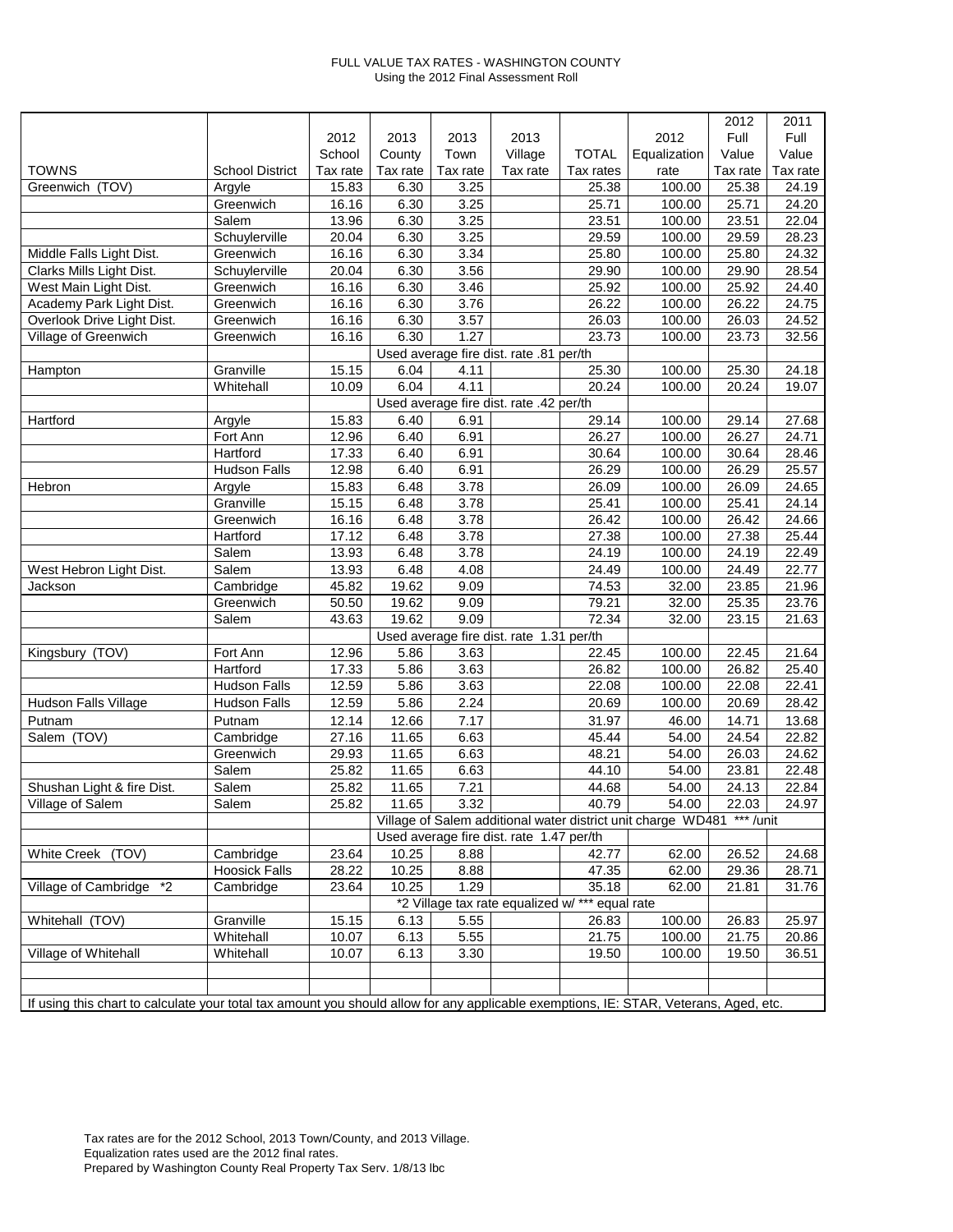FULL VALUE TAX RATES - WASHINGTON COUNTY
Using the 2012 Final Assessment Roll

| TOWNS | School District | 2012 School Tax rate | 2013 County Tax rate | 2013 Town Tax rate | 2013 Village Tax rate | TOTAL Tax rates | 2012 Equalization rate | 2012 Full Value Tax rate | 2011 Full Value Tax rate |
|---|---|---|---|---|---|---|---|---|---|
| Greenwich (TOV) | Argyle | 15.83 | 6.30 | 3.25 | | 25.38 | 100.00 | 25.38 | 24.19 |
| | Greenwich | 16.16 | 6.30 | 3.25 | | 25.71 | 100.00 | 25.71 | 24.20 |
| | Salem | 13.96 | 6.30 | 3.25 | | 23.51 | 100.00 | 23.51 | 22.04 |
| | Schuylerville | 20.04 | 6.30 | 3.25 | | 29.59 | 100.00 | 29.59 | 28.23 |
| Middle Falls Light Dist. | Greenwich | 16.16 | 6.30 | 3.34 | | 25.80 | 100.00 | 25.80 | 24.32 |
| Clarks Mills Light Dist. | Schuylerville | 20.04 | 6.30 | 3.56 | | 29.90 | 100.00 | 29.90 | 28.54 |
| West Main Light Dist. | Greenwich | 16.16 | 6.30 | 3.46 | | 25.92 | 100.00 | 25.92 | 24.40 |
| Academy Park Light Dist. | Greenwich | 16.16 | 6.30 | 3.76 | | 26.22 | 100.00 | 26.22 | 24.75 |
| Overlook Drive Light Dist. | Greenwich | 16.16 | 6.30 | 3.57 | | 26.03 | 100.00 | 26.03 | 24.52 |
| Village of Greenwich | Greenwich | 16.16 | 6.30 | 1.27 | | 23.73 | 100.00 | 23.73 | 32.56 |
| | | | Used average fire dist. rate .81 per/th | | | | | | |
| Hampton | Granville | 15.15 | 6.04 | 4.11 | | 25.30 | 100.00 | 25.30 | 24.18 |
| | Whitehall | 10.09 | 6.04 | 4.11 | | 20.24 | 100.00 | 20.24 | 19.07 |
| | | | Used average fire dist. rate .42 per/th | | | | | | |
| Hartford | Argyle | 15.83 | 6.40 | 6.91 | | 29.14 | 100.00 | 29.14 | 27.68 |
| | Fort Ann | 12.96 | 6.40 | 6.91 | | 26.27 | 100.00 | 26.27 | 24.71 |
| | Hartford | 17.33 | 6.40 | 6.91 | | 30.64 | 100.00 | 30.64 | 28.46 |
| | Hudson Falls | 12.98 | 6.40 | 6.91 | | 26.29 | 100.00 | 26.29 | 25.57 |
| Hebron | Argyle | 15.83 | 6.48 | 3.78 | | 26.09 | 100.00 | 26.09 | 24.65 |
| | Granville | 15.15 | 6.48 | 3.78 | | 25.41 | 100.00 | 25.41 | 24.14 |
| | Greenwich | 16.16 | 6.48 | 3.78 | | 26.42 | 100.00 | 26.42 | 24.66 |
| | Hartford | 17.12 | 6.48 | 3.78 | | 27.38 | 100.00 | 27.38 | 25.44 |
| | Salem | 13.93 | 6.48 | 3.78 | | 24.19 | 100.00 | 24.19 | 22.49 |
| West Hebron Light Dist. | Salem | 13.93 | 6.48 | 4.08 | | 24.49 | 100.00 | 24.49 | 22.77 |
| Jackson | Cambridge | 45.82 | 19.62 | 9.09 | | 74.53 | 32.00 | 23.85 | 21.96 |
| | Greenwich | 50.50 | 19.62 | 9.09 | | 79.21 | 32.00 | 25.35 | 23.76 |
| | Salem | 43.63 | 19.62 | 9.09 | | 72.34 | 32.00 | 23.15 | 21.63 |
| | | | Used average fire dist. rate 1.31 per/th | | | | | | |
| Kingsbury (TOV) | Fort Ann | 12.96 | 5.86 | 3.63 | | 22.45 | 100.00 | 22.45 | 21.64 |
| | Hartford | 17.33 | 5.86 | 3.63 | | 26.82 | 100.00 | 26.82 | 25.40 |
| | Hudson Falls | 12.59 | 5.86 | 3.63 | | 22.08 | 100.00 | 22.08 | 22.41 |
| Hudson Falls Village | Hudson Falls | 12.59 | 5.86 | 2.24 | | 20.69 | 100.00 | 20.69 | 28.42 |
| Putnam | Putnam | 12.14 | 12.66 | 7.17 | | 31.97 | 46.00 | 14.71 | 13.68 |
| Salem (TOV) | Cambridge | 27.16 | 11.65 | 6.63 | | 45.44 | 54.00 | 24.54 | 22.82 |
| | Greenwich | 29.93 | 11.65 | 6.63 | | 48.21 | 54.00 | 26.03 | 24.62 |
| | Salem | 25.82 | 11.65 | 6.63 | | 44.10 | 54.00 | 23.81 | 22.48 |
| Shushan Light & fire Dist. | Salem | 25.82 | 11.65 | 7.21 | | 44.68 | 54.00 | 24.13 | 22.84 |
| Village of Salem | Salem | 25.82 | 11.65 | 3.32 | | 40.79 | 54.00 | 22.03 | 24.97 |
| | | | Village of Salem additional water district unit charge WD481 *** /unit | | | | | | |
| | | | Used average fire dist. rate 1.47 per/th | | | | | | |
| White Creek (TOV) | Cambridge | 23.64 | 10.25 | 8.88 | | 42.77 | 62.00 | 26.52 | 24.68 |
| | Hoosick Falls | 28.22 | 10.25 | 8.88 | | 47.35 | 62.00 | 29.36 | 28.71 |
| Village of Cambridge *2 | Cambridge | 23.64 | 10.25 | 1.29 | | 35.18 | 62.00 | 21.81 | 31.76 |
| | | | *2 Village tax rate equalized w/ *** equal rate | | | | | | |
| Whitehall (TOV) | Granville | 15.15 | 6.13 | 5.55 | | 26.83 | 100.00 | 26.83 | 25.97 |
| | Whitehall | 10.07 | 6.13 | 5.55 | | 21.75 | 100.00 | 21.75 | 20.86 |
| Village of Whitehall | Whitehall | 10.07 | 6.13 | 3.30 | | 19.50 | 100.00 | 19.50 | 36.51 |

If using this chart to calculate your total tax amount you should allow for any applicable exemptions, IE: STAR, Veterans, Aged, etc.

Tax rates are for the 2012 School, 2013 Town/County, and 2013 Village.
Equalization rates used are the 2012 final rates.
Prepared by Washington County Real Property Tax Serv. 1/8/13 lbc